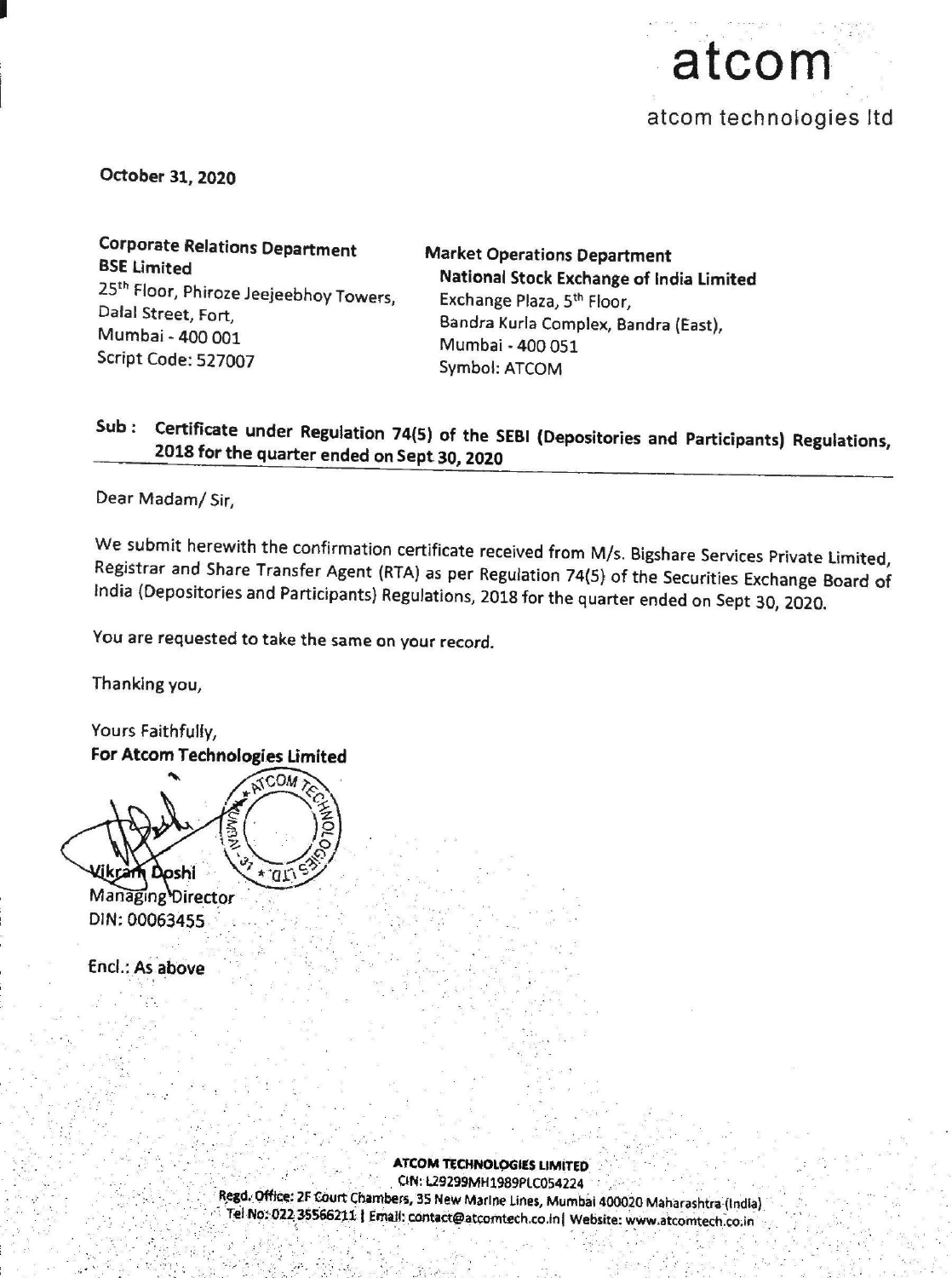atcom

atcom technologies ltd

October 31, 2020

**Corporate Relations Department**
**BSE Limited**
25[th] Floor, Phiroze Jeejeebhoy Towers,
Dalal Street, Fort,
Mumbai - 400 001
Script Code: 527007

**Market Operations Department**
**National Stock Exchange of India Limited**
Exchange Plaza, 5[th] Floor,
Bandra Kurla Complex, Bandra (East),
Mumbai - 400 051
Symbol: ATCOM

**Sub : Certificate under Regulation 74(5) of the SEBI (Depositories and Participants) Regulations, 2018 for the quarter ended on Sept 30, 2020**

Dear Madam/ Sir,

We submit herewith the confirmation certificate received from M/s. Bigshare Services Private Limited, Registrar and Share Transfer Agent (RTA) as per Regulation 74(5) of the Securities Exchange Board of India (Depositories and Participants) Regulations, 2018 for the quarter ended on Sept 30, 2020.

You are requested to take the same on your record.

Thanking you,

Yours Faithfully,
**For Atcom Technologies Limited**

Vikram Doshi
Managing Director
DIN: 00063455

Encl.: As above

**ATCOM TECHNOLOGIES LIMITED**
CIN: L29299MH1989PLC054224
Regd. Office: 2F Court Chambers, 35 New Marine Lines, Mumbai 400020 Maharashtra (India)
Tel No: 022 35566211 | Email: contact@atcomtech.co.in| Website: www.atcomtech.co.in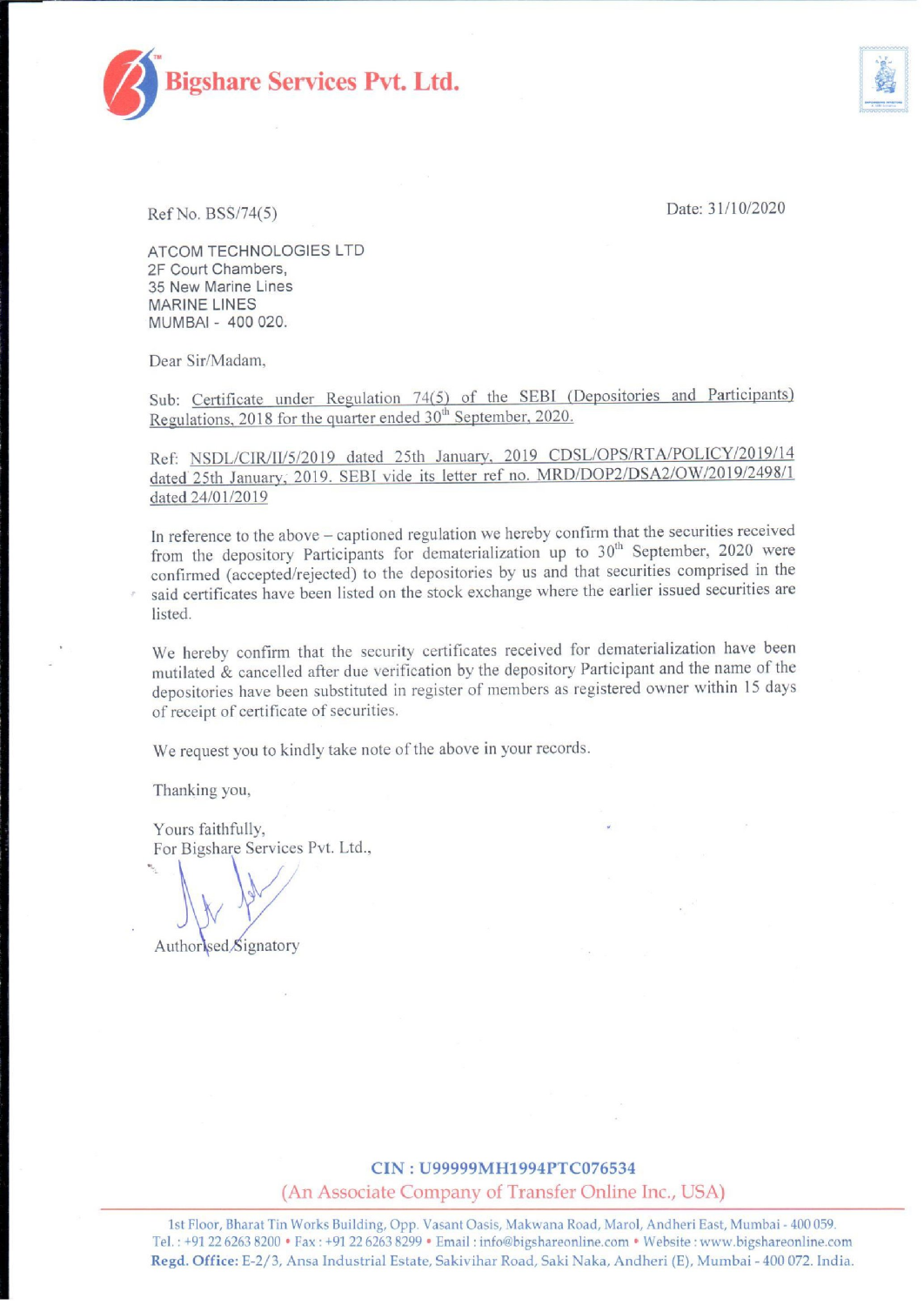# Bigshare Services Pvt. Ltd.

Ref No. BSS/74(5)

Date: 31/10/2020

ATCOM TECHNOLOGIES LTD
2F Court Chambers,
35 New Marine Lines
MARINE LINES
MUMBAI - 400 020.

Dear Sir/Madam,

Sub: Certificate under Regulation 74(5) of the SEBI (Depositories and Participants) Regulations, 2018 for the quarter ended 30th September, 2020.

Ref: NSDL/CIR/II/5/2019 dated 25th January, 2019 CDSL/OPS/RTA/POLICY/2019/14 dated 25th January, 2019. SEBI vide its letter ref no. MRD/DOP2/DSA2/OW/2019/2498/1 dated 24/01/2019

In reference to the above – captioned regulation we hereby confirm that the securities received from the depository Participants for dematerialization up to 30th September, 2020 were confirmed (accepted/rejected) to the depositories by us and that securities comprised in the said certificates have been listed on the stock exchange where the earlier issued securities are listed.

We hereby confirm that the security certificates received for dematerialization have been mutilated & cancelled after due verification by the depository Participant and the name of the depositories have been substituted in register of members as registered owner within 15 days of receipt of certificate of securities.

We request you to kindly take note of the above in your records.

Thanking you,

Yours faithfully,
For Bigshare Services Pvt. Ltd.,

Authorised Signatory

**CIN : U99999MH1994PTC076534**
(An Associate Company of Transfer Online Inc., USA)

1st Floor, Bharat Tin Works Building, Opp. Vasant Oasis, Makwana Road, Marol, Andheri East, Mumbai - 400 059.
Tel. : +91 22 6263 8200 • Fax : +91 22 6263 8299 • Email : info@bigshareonline.com • Website : www.bigshareonline.com
**Regd. Office:** E-2/3, Ansa Industrial Estate, Sakivihar Road, Saki Naka, Andheri (E), Mumbai - 400 072. India.